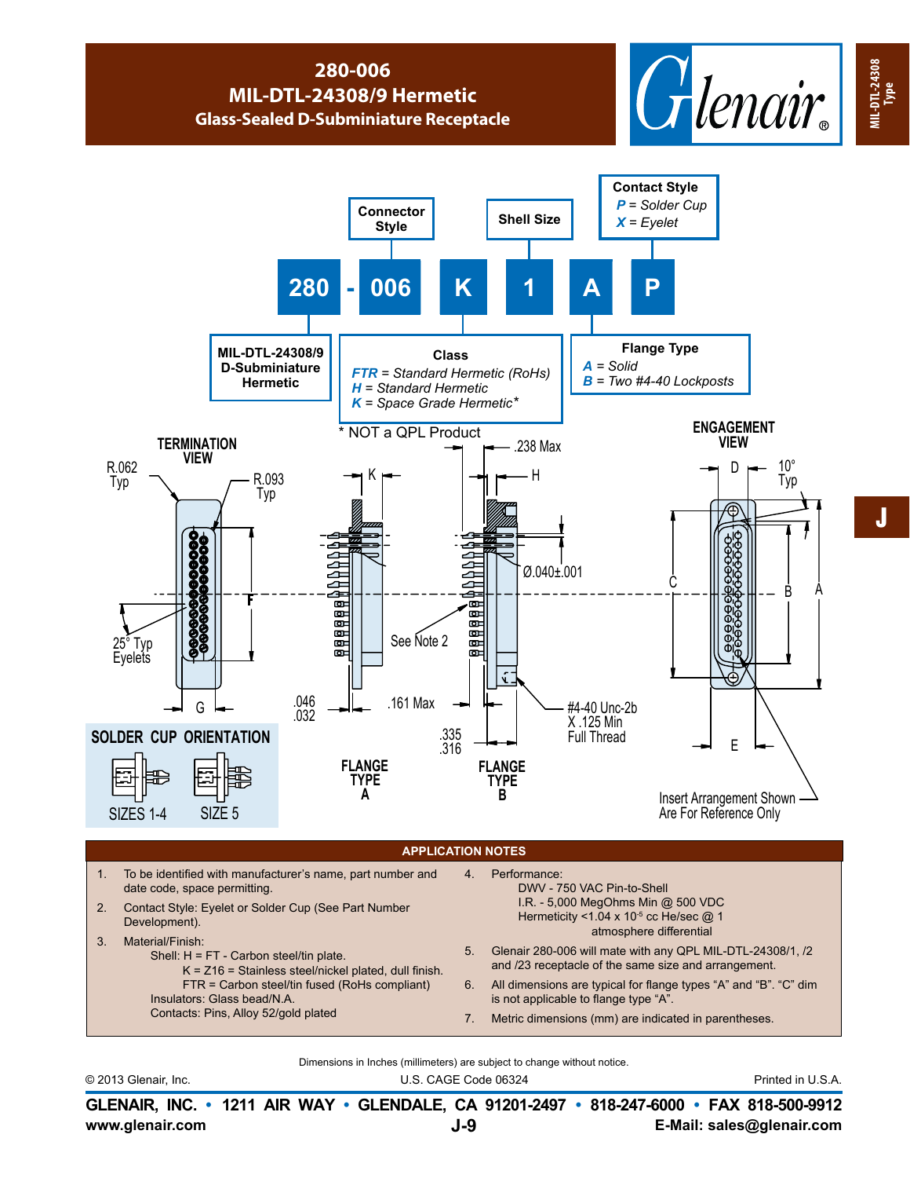# 280-006
## MIL-DTL-24308/9 Hermetic
### Glass-Sealed D-Subminiature Receptacle

MIL-DTL-24308 Type

**280 - 006 K 1 A P**

- **280** — MIL-DTL-24308/9 D-Subminiature Hermetic
- **006** — Connector Style
- **K** — Class
  - *FTR* = Standard Hermetic (RoHs)
  - *H* = Standard Hermetic
  - *K* = Space Grade Hermetic*
- **1** — Shell Size
- **A** — Flange Type
  - *A* = Solid
  - *B* = Two #4-40 Lockposts
- **P** — Contact Style
  - *P* = Solder Cup
  - *X* = Eyelet

\* NOT a QPL Product

TERMINATION VIEW

R.062 Typ, R.093 Typ, F, 25° Typ Eyelets, G

SOLDER CUP ORIENTATION

SIZES 1-4 SIZE 5

K, .046 .032, .161 Max, .238 Max, H, Ø.040±.001, See Note 2, .335 .316, #4-40 Unc-2b X .125 Min Full Thread

FLANGE TYPE A

FLANGE TYPE B

ENGAGEMENT VIEW

D, 10° Typ, C, B, A, E

Insert Arrangement Shown Are For Reference Only

J

## APPLICATION NOTES

1. To be identified with manufacturer's name, part number and date code, space permitting.
2. Contact Style: Eyelet or Solder Cup (See Part Number Development).
3. Material/Finish:
   Shell: H = FT - Carbon steel/tin plate.
   K = Z16 = Stainless steel/nickel plated, dull finish.
   FTR = Carbon steel/tin fused (RoHS compliant)
   Insulators: Glass bead/N.A.
   Contacts: Pins, Alloy 52/gold plated
4. Performance:
   DWV - 750 VAC Pin-to-Shell
   I.R. - 5,000 MegOhms Min @ 500 VDC
   Hermeticity <1.04 x $10^{-5}$ cc He/sec @ 1 atmosphere differential
5. Glenair 280-006 will mate with any QPL MIL-DTL-24308/1, /2 and /23 receptacle of the same size and arrangement.
6. All dimensions are typical for flange types "A" and "B". "C" dim is not applicable to flange type "A".
7. Metric dimensions (mm) are indicated in parentheses.

Dimensions in Inches (millimeters) are subject to change without notice.

© 2013 Glenair, Inc. U.S. CAGE Code 06324 Printed in U.S.A.

**GLENAIR, INC. • 1211 AIR WAY • GLENDALE, CA 91201-2497 • 818-247-6000 • FAX 818-500-9912**

**www.glenair.com** **J-9** **E-Mail: sales@glenair.com**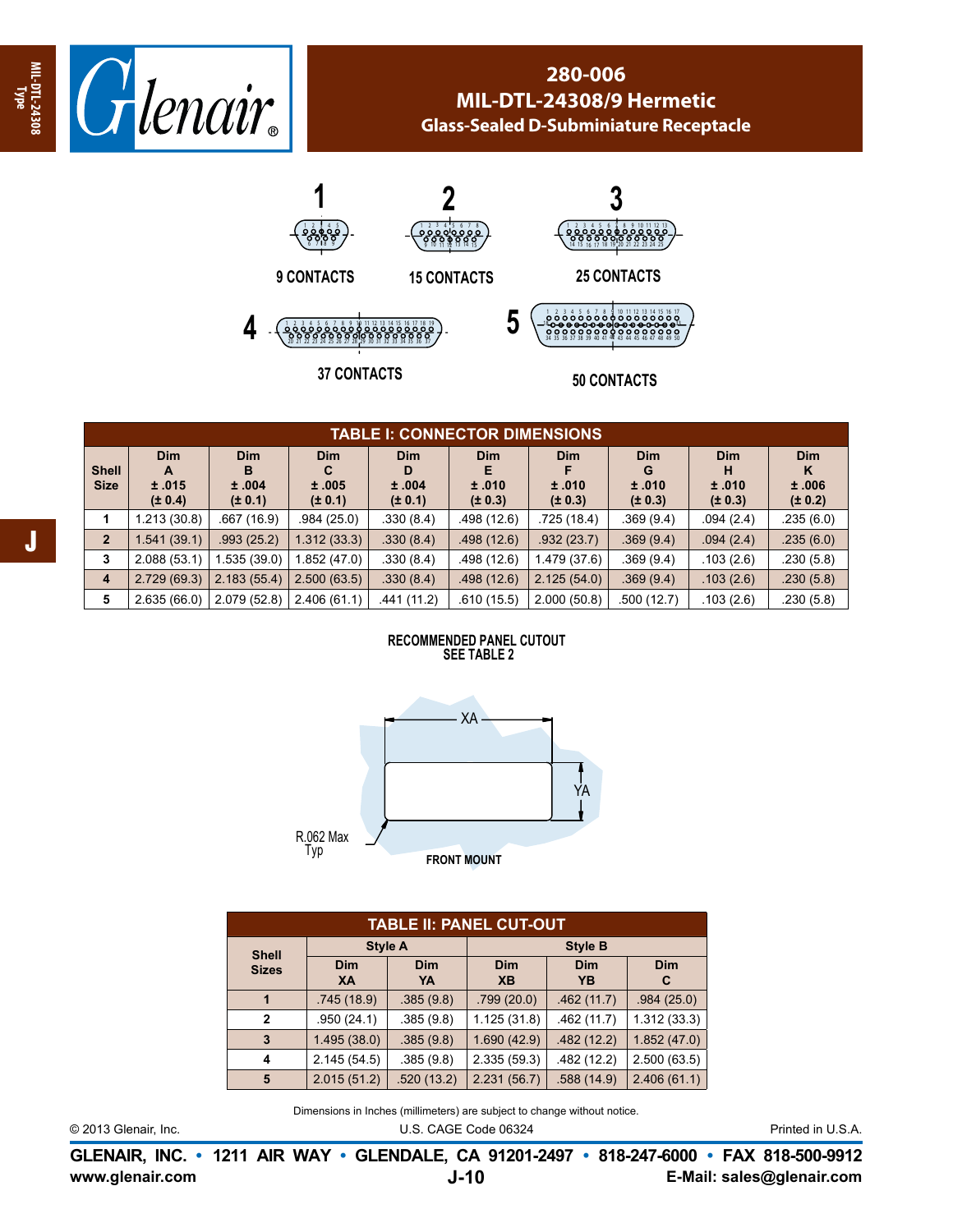# 280-006
## MIL-DTL-24308/9 Hermetic
### Glass-Sealed D-Subminiature Receptacle

1 — 9 CONTACTS

2 — 15 CONTACTS

3 — 25 CONTACTS

4 — 37 CONTACTS

5 — 50 CONTACTS

**TABLE I: CONNECTOR DIMENSIONS**

| Shell Size | Dim A ± .015 (± 0.4) | Dim B ± .004 (± 0.1) | Dim C ± .005 (± 0.1) | Dim D ± .004 (± 0.1) | Dim E ± .010 (± 0.3) | Dim F ± .010 (± 0.3) | Dim G ± .010 (± 0.3) | Dim H ± .010 (± 0.3) | Dim K ± .006 (± 0.2) |
|---|---|---|---|---|---|---|---|---|---|
| 1 | 1.213 (30.8) | .667 (16.9) | .984 (25.0) | .330 (8.4) | .498 (12.6) | .725 (18.4) | .369 (9.4) | .094 (2.4) | .235 (6.0) |
| 2 | 1.541 (39.1) | .993 (25.2) | 1.312 (33.3) | .330 (8.4) | .498 (12.6) | .932 (23.7) | .369 (9.4) | .094 (2.4) | .235 (6.0) |
| 3 | 2.088 (53.1) | 1.535 (39.0) | 1.852 (47.0) | .330 (8.4) | .498 (12.6) | 1.479 (37.6) | .369 (9.4) | .103 (2.6) | .230 (5.8) |
| 4 | 2.729 (69.3) | 2.183 (55.4) | 2.500 (63.5) | .330 (8.4) | .498 (12.6) | 2.125 (54.0) | .369 (9.4) | .103 (2.6) | .230 (5.8) |
| 5 | 2.635 (66.0) | 2.079 (52.8) | 2.406 (61.1) | .441 (11.2) | .610 (15.5) | 2.000 (50.8) | .500 (12.7) | .103 (2.6) | .230 (5.8) |

RECOMMENDED PANEL CUTOUT
SEE TABLE 2

XA

YA

R.062 Max
Typ

FRONT MOUNT

**TABLE II: PANEL CUT-OUT**

| Shell Sizes | Style A | | Style B | | |
|---|---|---|---|---|---|
| | Dim XA | Dim YA | Dim XB | Dim YB | Dim C |
| 1 | .745 (18.9) | .385 (9.8) | .799 (20.0) | .462 (11.7) | .984 (25.0) |
| 2 | .950 (24.1) | .385 (9.8) | 1.125 (31.8) | .462 (11.7) | 1.312 (33.3) |
| 3 | 1.495 (38.0) | .385 (9.8) | 1.690 (42.9) | .482 (12.2) | 1.852 (47.0) |
| 4 | 2.145 (54.5) | .385 (9.8) | 2.335 (59.3) | .482 (12.2) | 2.500 (63.5) |
| 5 | 2.015 (51.2) | .520 (13.2) | 2.231 (56.7) | .588 (14.9) | 2.406 (61.1) |

Dimensions in Inches (millimeters) are subject to change without notice.

© 2013 Glenair, Inc. U.S. CAGE Code 06324 Printed in U.S.A.

**GLENAIR, INC. • 1211 AIR WAY • GLENDALE, CA 91201-2497 • 818-247-6000 • FAX 818-500-9912**
**www.glenair.com** **E-Mail: sales@glenair.com**